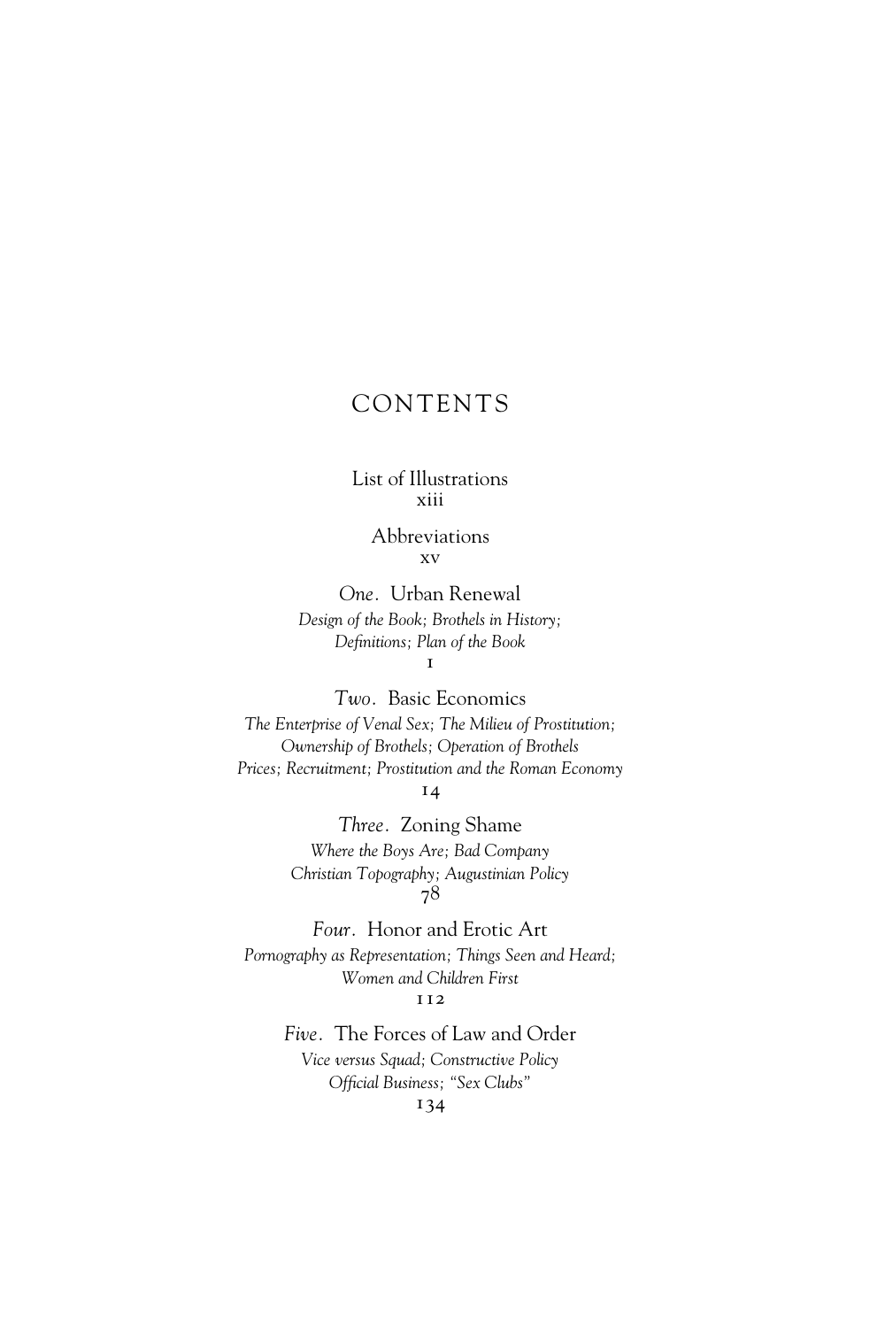# CONTENTS

List of Illustrations
xiii

Abbreviations
xv

*One*. Urban Renewal
*Design of the Book; Brothels in History; Definitions; Plan of the Book*
1

*Two*. Basic Economics
*The Enterprise of Venal Sex; The Milieu of Prostitution; Ownership of Brothels; Operation of Brothels Prices; Recruitment; Prostitution and the Roman Economy*
14

*Three*. Zoning Shame
*Where the Boys Are; Bad Company Christian Topography; Augustinian Policy*
78

*Four*. Honor and Erotic Art
*Pornography as Representation; Things Seen and Heard; Women and Children First*
112

*Five*. The Forces of Law and Order
*Vice versus Squad; Constructive Policy Official Business; "Sex Clubs"*
134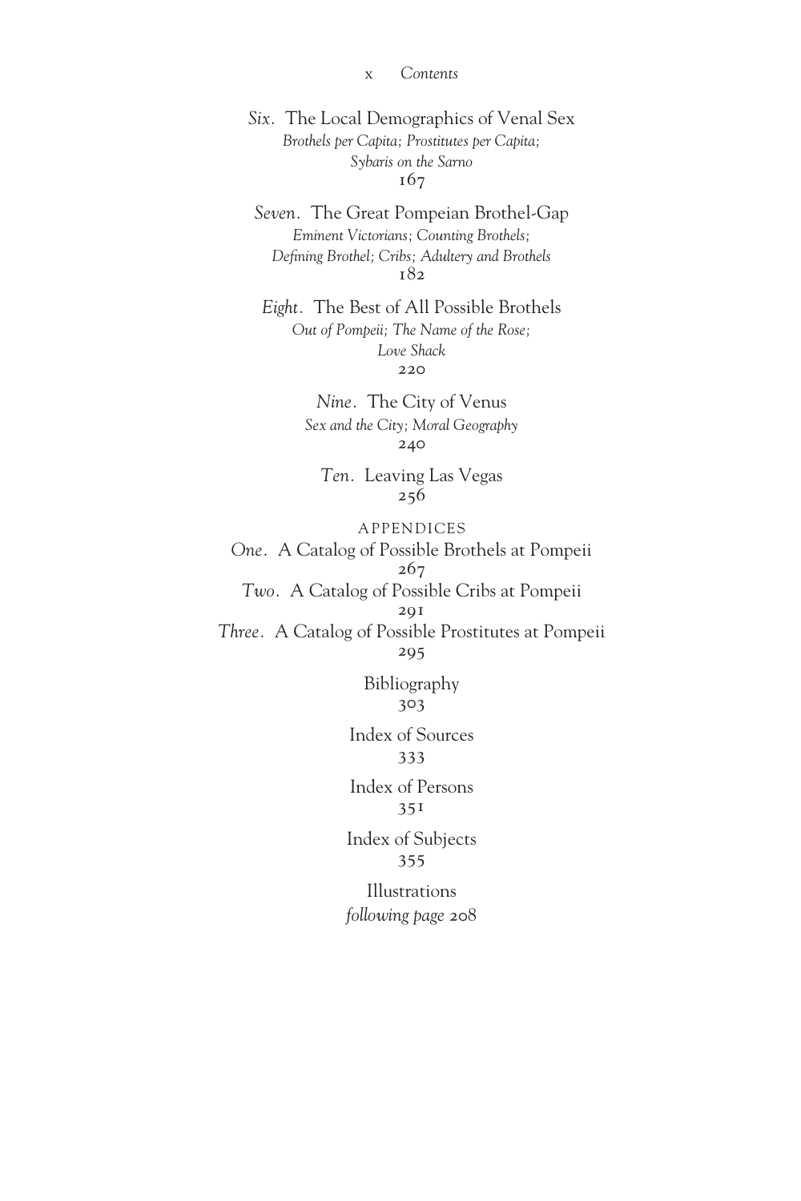*Six*. The Local Demographics of Venal Sex
*Brothels per Capita; Prostitutes per Capita; Sybaris on the Sarno*
167

*Seven*. The Great Pompeian Brothel-Gap
*Eminent Victorians; Counting Brothels; Defining Brothel; Cribs; Adultery and Brothels*
182

*Eight*. The Best of All Possible Brothels
*Out of Pompeii; The Name of the Rose; Love Shack*
220

*Nine*. The City of Venus
*Sex and the City; Moral Geography*
240

*Ten*. Leaving Las Vegas
256

APPENDICES

*One*. A Catalog of Possible Brothels at Pompeii
267

*Two*. A Catalog of Possible Cribs at Pompeii
291

*Three*. A Catalog of Possible Prostitutes at Pompeii
295

Bibliography
303

Index of Sources
333

Index of Persons
351

Index of Subjects
355

Illustrations
*following page* 208